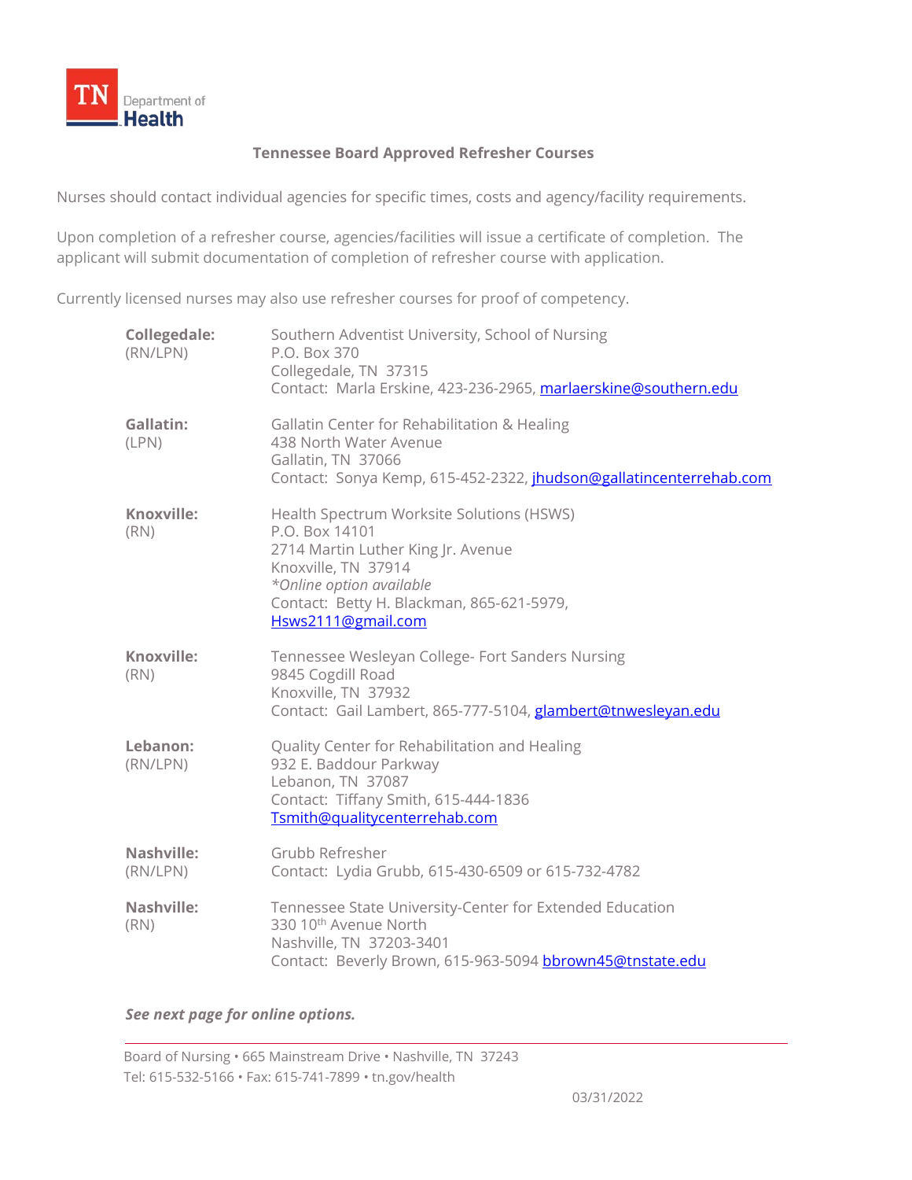TN Department of Health

## Tennessee Board Approved Refresher Courses

Nurses should contact individual agencies for specific times, costs and agency/facility requirements.

Upon completion of a refresher course, agencies/facilities will issue a certificate of completion. The applicant will submit documentation of completion of refresher course with application.

Currently licensed nurses may also use refresher courses for proof of competency.

**Collegedale:**
(RN/LPN)

Southern Adventist University, School of Nursing
P.O. Box 370
Collegedale, TN 37315
Contact: Marla Erskine, 423-236-2965, marlaerskine@southern.edu

**Gallatin:**
(LPN)

Gallatin Center for Rehabilitation & Healing
438 North Water Avenue
Gallatin, TN 37066
Contact: Sonya Kemp, 615-452-2322, jhudson@gallatincenterrehab.com

**Knoxville:**
(RN)

Health Spectrum Worksite Solutions (HSWS)
P.O. Box 14101
2714 Martin Luther King Jr. Avenue
Knoxville, TN 37914
*\*Online option available*
Contact: Betty H. Blackman, 865-621-5979,
Hsws2111@gmail.com

**Knoxville:**
(RN)

Tennessee Wesleyan College- Fort Sanders Nursing
9845 Cogdill Road
Knoxville, TN 37932
Contact: Gail Lambert, 865-777-5104, glambert@tnwesleyan.edu

**Lebanon:**
(RN/LPN)

Quality Center for Rehabilitation and Healing
932 E. Baddour Parkway
Lebanon, TN 37087
Contact: Tiffany Smith, 615-444-1836
Tsmith@qualitycenterrehab.com

**Nashville:**
(RN/LPN)

Grubb Refresher
Contact: Lydia Grubb, 615-430-6509 or 615-732-4782

**Nashville:**
(RN)

Tennessee State University-Center for Extended Education
330 10th Avenue North
Nashville, TN 37203-3401
Contact: Beverly Brown, 615-963-5094 bbrown45@tnstate.edu

***See next page for online options.***

Board of Nursing • 665 Mainstream Drive • Nashville, TN 37243
Tel: 615-532-5166 • Fax: 615-741-7899 • tn.gov/health

03/31/2022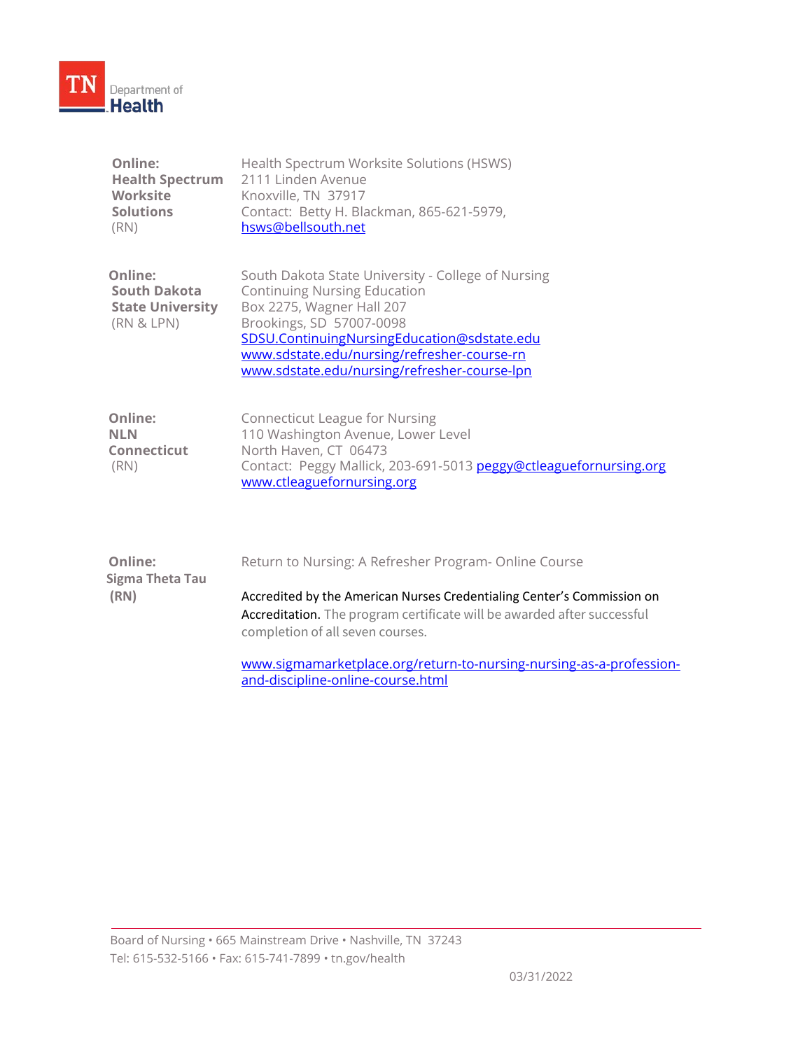| | |
|---|---|
| **Online: Health Spectrum Worksite Solutions** (RN) | Health Spectrum Worksite Solutions (HSWS)<br>2111 Linden Avenue<br>Knoxville, TN 37917<br>Contact: Betty H. Blackman, 865-621-5979,<br>hsws@bellsouth.net |
| **Online: South Dakota State University** (RN & LPN) | South Dakota State University - College of Nursing<br>Continuing Nursing Education<br>Box 2275, Wagner Hall 207<br>Brookings, SD 57007-0098<br>SDSU.ContinuingNursingEducation@sdstate.edu<br>www.sdstate.edu/nursing/refresher-course-rn<br>www.sdstate.edu/nursing/refresher-course-lpn |
| **Online: NLN Connecticut** (RN) | Connecticut League for Nursing<br>110 Washington Avenue, Lower Level<br>North Haven, CT 06473<br>Contact: Peggy Mallick, 203-691-5013 peggy@ctleaguefornursing.org<br>www.ctleaguefornursing.org |
| **Online: Sigma Theta Tau (RN)** | Return to Nursing: A Refresher Program- Online Course<br><br>Accredited by the American Nurses Credentialing Center's Commission on Accreditation. The program certificate will be awarded after successful completion of all seven courses.<br><br>www.sigmamarketplace.org/return-to-nursing-nursing-as-a-profession-and-discipline-online-course.html |

Board of Nursing • 665 Mainstream Drive • Nashville, TN 37243
Tel: 615-532-5166 • Fax: 615-741-7899 • tn.gov/health

03/31/2022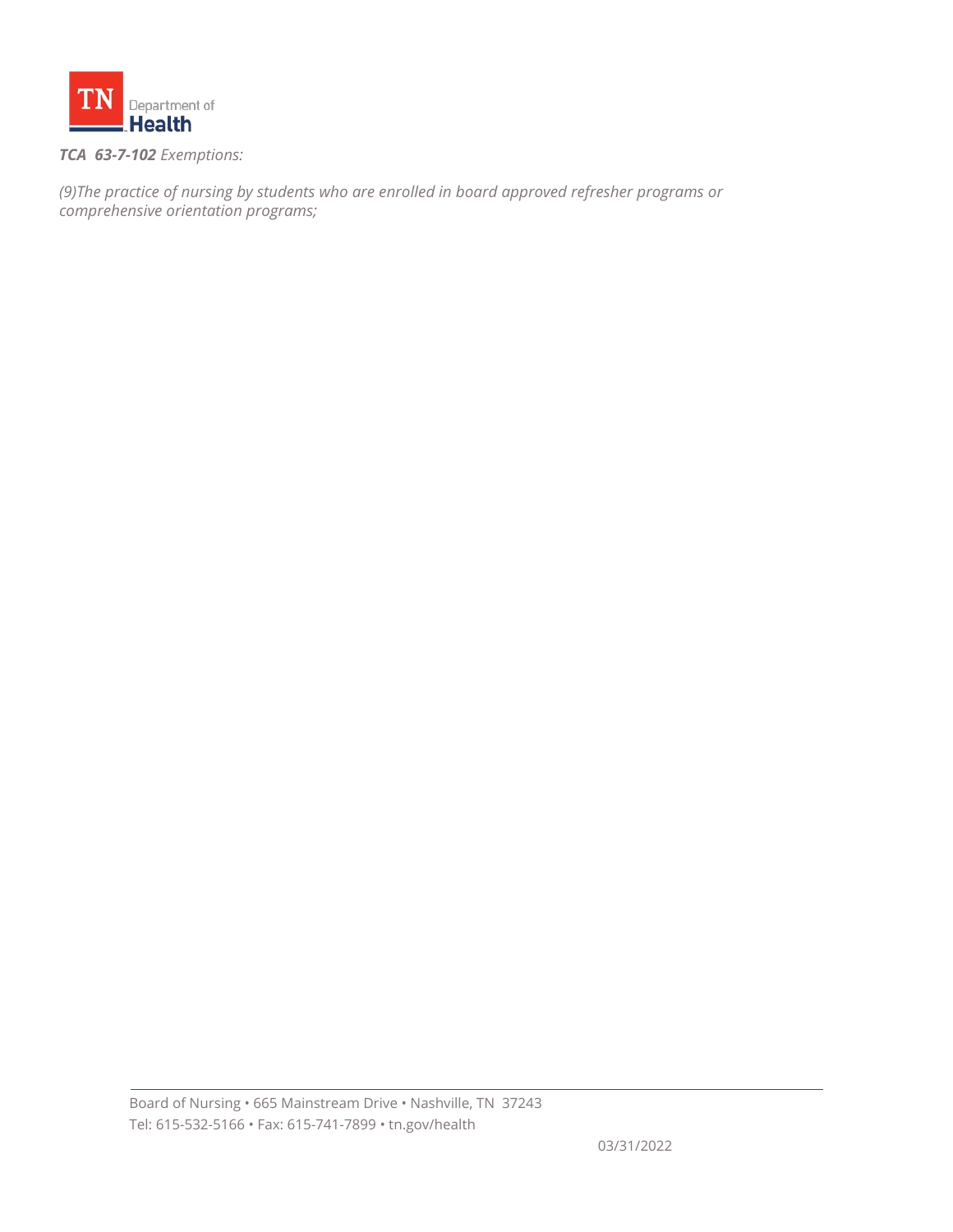***TCA 63-7-102*** *Exemptions:*

*(9)The practice of nursing by students who are enrolled in board approved refresher programs or comprehensive orientation programs;*